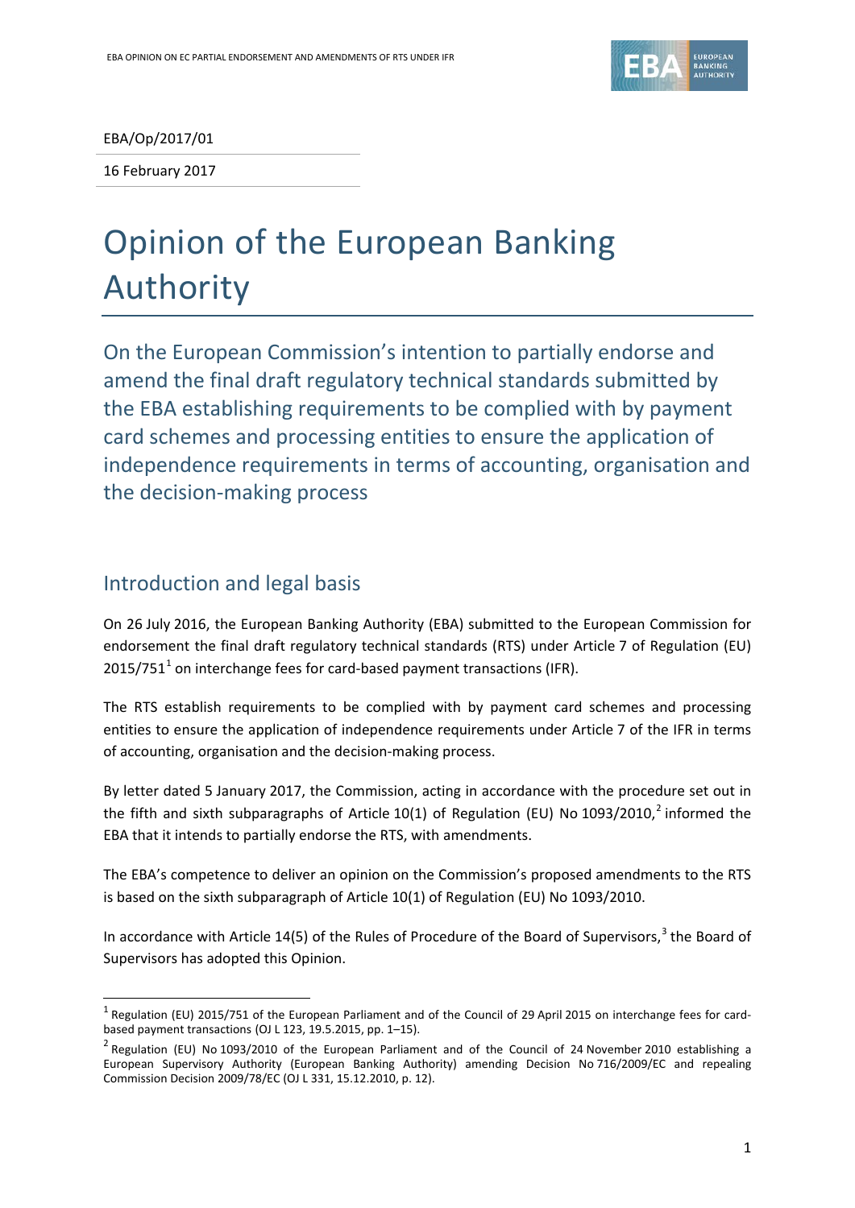EBA/Op/2017/01

16 February 2017

# Opinion of the European Banking Authority

## On the European Commission's intention to partially endorse and amend the final draft regulatory technical standards submitted by the EBA establishing requirements to be complied with by payment card schemes and processing entities to ensure the application of independence requirements in terms of accounting, organisation and the decision-making process

## Introduction and legal basis

On 26 July 2016, the European Banking Authority (EBA) submitted to the European Commission for endorsement the final draft regulatory technical standards (RTS) under Article 7 of Regulation (EU) 2015/751[1] on interchange fees for card-based payment transactions (IFR).

The RTS establish requirements to be complied with by payment card schemes and processing entities to ensure the application of independence requirements under Article 7 of the IFR in terms of accounting, organisation and the decision-making process.

By letter dated 5 January 2017, the Commission, acting in accordance with the procedure set out in the fifth and sixth subparagraphs of Article 10(1) of Regulation (EU) No 1093/2010,[2] informed the EBA that it intends to partially endorse the RTS, with amendments.

The EBA's competence to deliver an opinion on the Commission's proposed amendments to the RTS is based on the sixth subparagraph of Article 10(1) of Regulation (EU) No 1093/2010.

In accordance with Article 14(5) of the Rules of Procedure of the Board of Supervisors,[3] the Board of Supervisors has adopted this Opinion.

---

[1] Regulation (EU) 2015/751 of the European Parliament and of the Council of 29 April 2015 on interchange fees for card-based payment transactions (OJ L 123, 19.5.2015, pp. 1–15).

[2] Regulation (EU) No 1093/2010 of the European Parliament and of the Council of 24 November 2010 establishing a European Supervisory Authority (European Banking Authority) amending Decision No 716/2009/EC and repealing Commission Decision 2009/78/EC (OJ L 331, 15.12.2010, p. 12).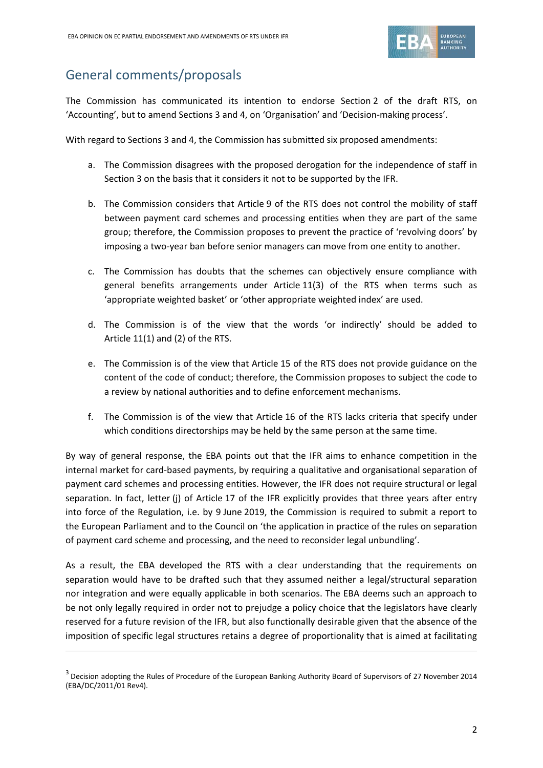## General comments/proposals

The Commission has communicated its intention to endorse Section 2 of the draft RTS, on 'Accounting', but to amend Sections 3 and 4, on 'Organisation' and 'Decision-making process'.

With regard to Sections 3 and 4, the Commission has submitted six proposed amendments:

a. The Commission disagrees with the proposed derogation for the independence of staff in Section 3 on the basis that it considers it not to be supported by the IFR.

b. The Commission considers that Article 9 of the RTS does not control the mobility of staff between payment card schemes and processing entities when they are part of the same group; therefore, the Commission proposes to prevent the practice of 'revolving doors' by imposing a two-year ban before senior managers can move from one entity to another.

c. The Commission has doubts that the schemes can objectively ensure compliance with general benefits arrangements under Article 11(3) of the RTS when terms such as 'appropriate weighted basket' or 'other appropriate weighted index' are used.

d. The Commission is of the view that the words 'or indirectly' should be added to Article 11(1) and (2) of the RTS.

e. The Commission is of the view that Article 15 of the RTS does not provide guidance on the content of the code of conduct; therefore, the Commission proposes to subject the code to a review by national authorities and to define enforcement mechanisms.

f. The Commission is of the view that Article 16 of the RTS lacks criteria that specify under which conditions directorships may be held by the same person at the same time.

By way of general response, the EBA points out that the IFR aims to enhance competition in the internal market for card-based payments, by requiring a qualitative and organisational separation of payment card schemes and processing entities. However, the IFR does not require structural or legal separation. In fact, letter (j) of Article 17 of the IFR explicitly provides that three years after entry into force of the Regulation, i.e. by 9 June 2019, the Commission is required to submit a report to the European Parliament and to the Council on 'the application in practice of the rules on separation of payment card scheme and processing, and the need to reconsider legal unbundling'.

As a result, the EBA developed the RTS with a clear understanding that the requirements on separation would have to be drafted such that they assumed neither a legal/structural separation nor integration and were equally applicable in both scenarios. The EBA deems such an approach to be not only legally required in order not to prejudge a policy choice that the legislators have clearly reserved for a future revision of the IFR, but also functionally desirable given that the absence of the imposition of specific legal structures retains a degree of proportionality that is aimed at facilitating

---

[3] Decision adopting the Rules of Procedure of the European Banking Authority Board of Supervisors of 27 November 2014 (EBA/DC/2011/01 Rev4).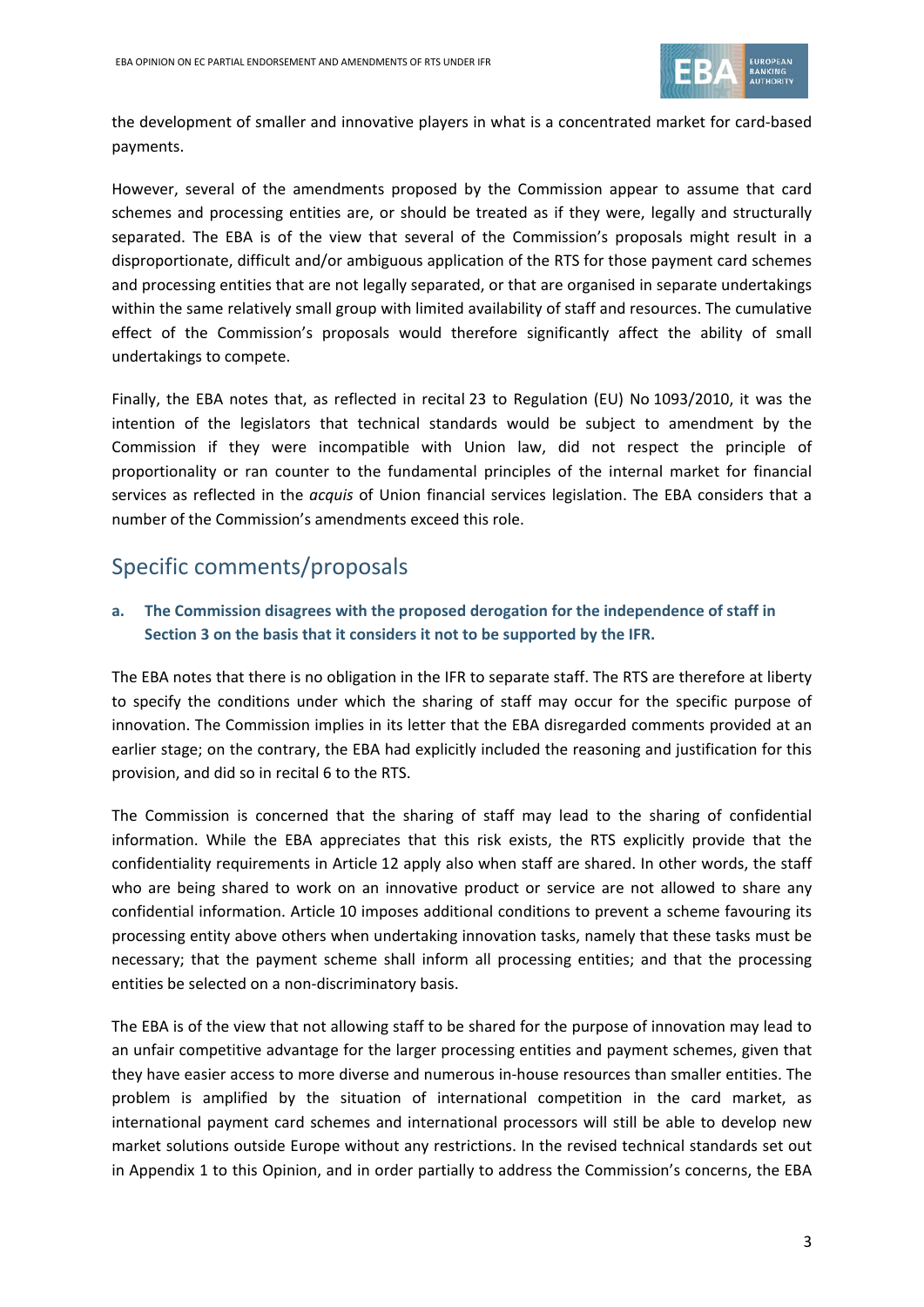the development of smaller and innovative players in what is a concentrated market for card-based payments.

However, several of the amendments proposed by the Commission appear to assume that card schemes and processing entities are, or should be treated as if they were, legally and structurally separated. The EBA is of the view that several of the Commission's proposals might result in a disproportionate, difficult and/or ambiguous application of the RTS for those payment card schemes and processing entities that are not legally separated, or that are organised in separate undertakings within the same relatively small group with limited availability of staff and resources. The cumulative effect of the Commission's proposals would therefore significantly affect the ability of small undertakings to compete.

Finally, the EBA notes that, as reflected in recital 23 to Regulation (EU) No 1093/2010, it was the intention of the legislators that technical standards would be subject to amendment by the Commission if they were incompatible with Union law, did not respect the principle of proportionality or ran counter to the fundamental principles of the internal market for financial services as reflected in the *acquis* of Union financial services legislation. The EBA considers that a number of the Commission's amendments exceed this role.

## Specific comments/proposals

**a. The Commission disagrees with the proposed derogation for the independence of staff in Section 3 on the basis that it considers it not to be supported by the IFR.**

The EBA notes that there is no obligation in the IFR to separate staff. The RTS are therefore at liberty to specify the conditions under which the sharing of staff may occur for the specific purpose of innovation. The Commission implies in its letter that the EBA disregarded comments provided at an earlier stage; on the contrary, the EBA had explicitly included the reasoning and justification for this provision, and did so in recital 6 to the RTS.

The Commission is concerned that the sharing of staff may lead to the sharing of confidential information. While the EBA appreciates that this risk exists, the RTS explicitly provide that the confidentiality requirements in Article 12 apply also when staff are shared. In other words, the staff who are being shared to work on an innovative product or service are not allowed to share any confidential information. Article 10 imposes additional conditions to prevent a scheme favouring its processing entity above others when undertaking innovation tasks, namely that these tasks must be necessary; that the payment scheme shall inform all processing entities; and that the processing entities be selected on a non-discriminatory basis.

The EBA is of the view that not allowing staff to be shared for the purpose of innovation may lead to an unfair competitive advantage for the larger processing entities and payment schemes, given that they have easier access to more diverse and numerous in-house resources than smaller entities. The problem is amplified by the situation of international competition in the card market, as international payment card schemes and international processors will still be able to develop new market solutions outside Europe without any restrictions. In the revised technical standards set out in Appendix 1 to this Opinion, and in order partially to address the Commission's concerns, the EBA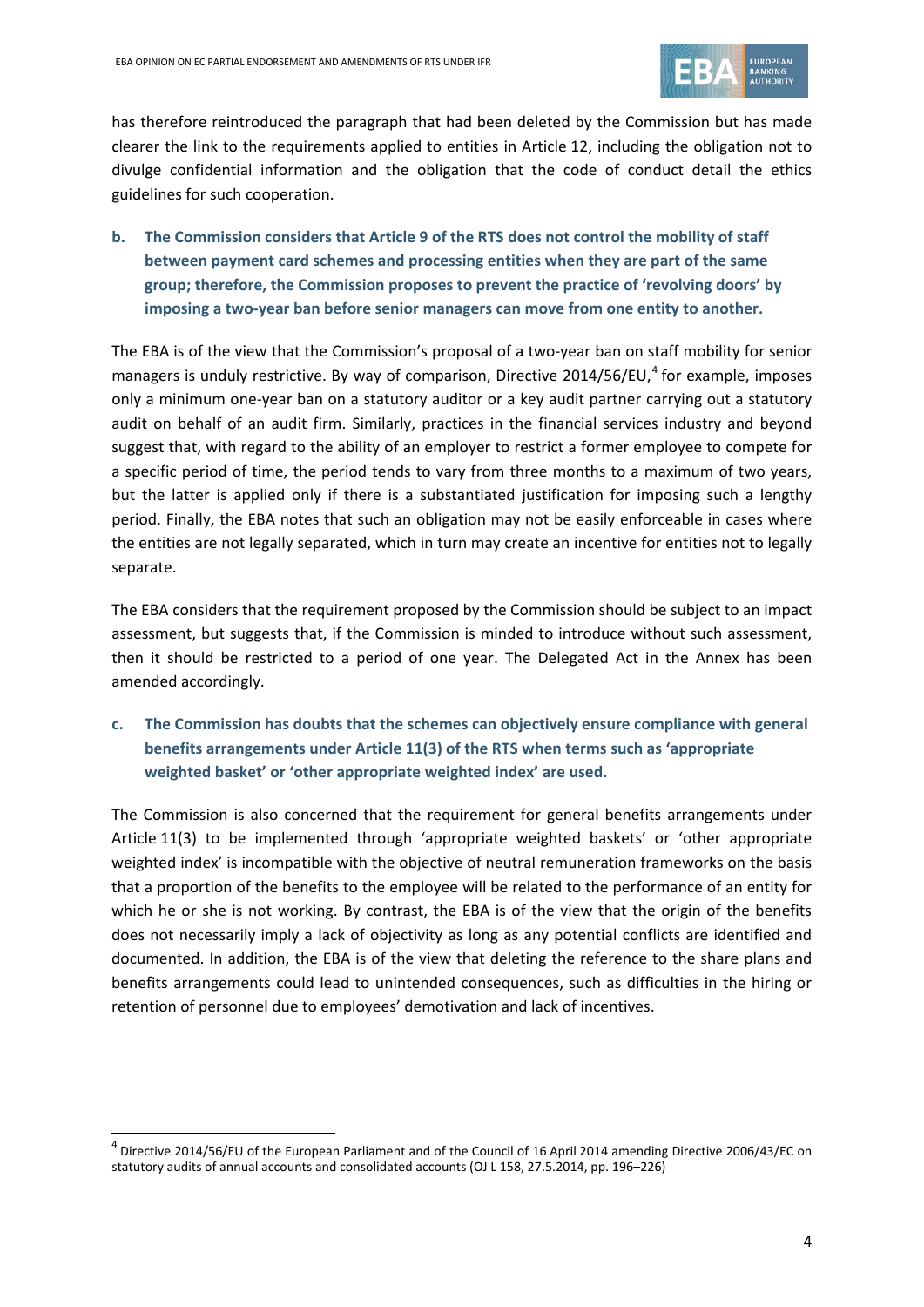has therefore reintroduced the paragraph that had been deleted by the Commission but has made clearer the link to the requirements applied to entities in Article 12, including the obligation not to divulge confidential information and the obligation that the code of conduct detail the ethics guidelines for such cooperation.

**b. The Commission considers that Article 9 of the RTS does not control the mobility of staff between payment card schemes and processing entities when they are part of the same group; therefore, the Commission proposes to prevent the practice of 'revolving doors' by imposing a two-year ban before senior managers can move from one entity to another.**

The EBA is of the view that the Commission's proposal of a two-year ban on staff mobility for senior managers is unduly restrictive. By way of comparison, Directive 2014/56/EU,[4] for example, imposes only a minimum one-year ban on a statutory auditor or a key audit partner carrying out a statutory audit on behalf of an audit firm. Similarly, practices in the financial services industry and beyond suggest that, with regard to the ability of an employer to restrict a former employee to compete for a specific period of time, the period tends to vary from three months to a maximum of two years, but the latter is applied only if there is a substantiated justification for imposing such a lengthy period. Finally, the EBA notes that such an obligation may not be easily enforceable in cases where the entities are not legally separated, which in turn may create an incentive for entities not to legally separate.

The EBA considers that the requirement proposed by the Commission should be subject to an impact assessment, but suggests that, if the Commission is minded to introduce without such assessment, then it should be restricted to a period of one year. The Delegated Act in the Annex has been amended accordingly.

**c. The Commission has doubts that the schemes can objectively ensure compliance with general benefits arrangements under Article 11(3) of the RTS when terms such as 'appropriate weighted basket' or 'other appropriate weighted index' are used.**

The Commission is also concerned that the requirement for general benefits arrangements under Article 11(3) to be implemented through 'appropriate weighted baskets' or 'other appropriate weighted index' is incompatible with the objective of neutral remuneration frameworks on the basis that a proportion of the benefits to the employee will be related to the performance of an entity for which he or she is not working. By contrast, the EBA is of the view that the origin of the benefits does not necessarily imply a lack of objectivity as long as any potential conflicts are identified and documented. In addition, the EBA is of the view that deleting the reference to the share plans and benefits arrangements could lead to unintended consequences, such as difficulties in the hiring or retention of personnel due to employees' demotivation and lack of incentives.

---

[4] Directive 2014/56/EU of the European Parliament and of the Council of 16 April 2014 amending Directive 2006/43/EC on statutory audits of annual accounts and consolidated accounts (OJ L 158, 27.5.2014, pp. 196–226)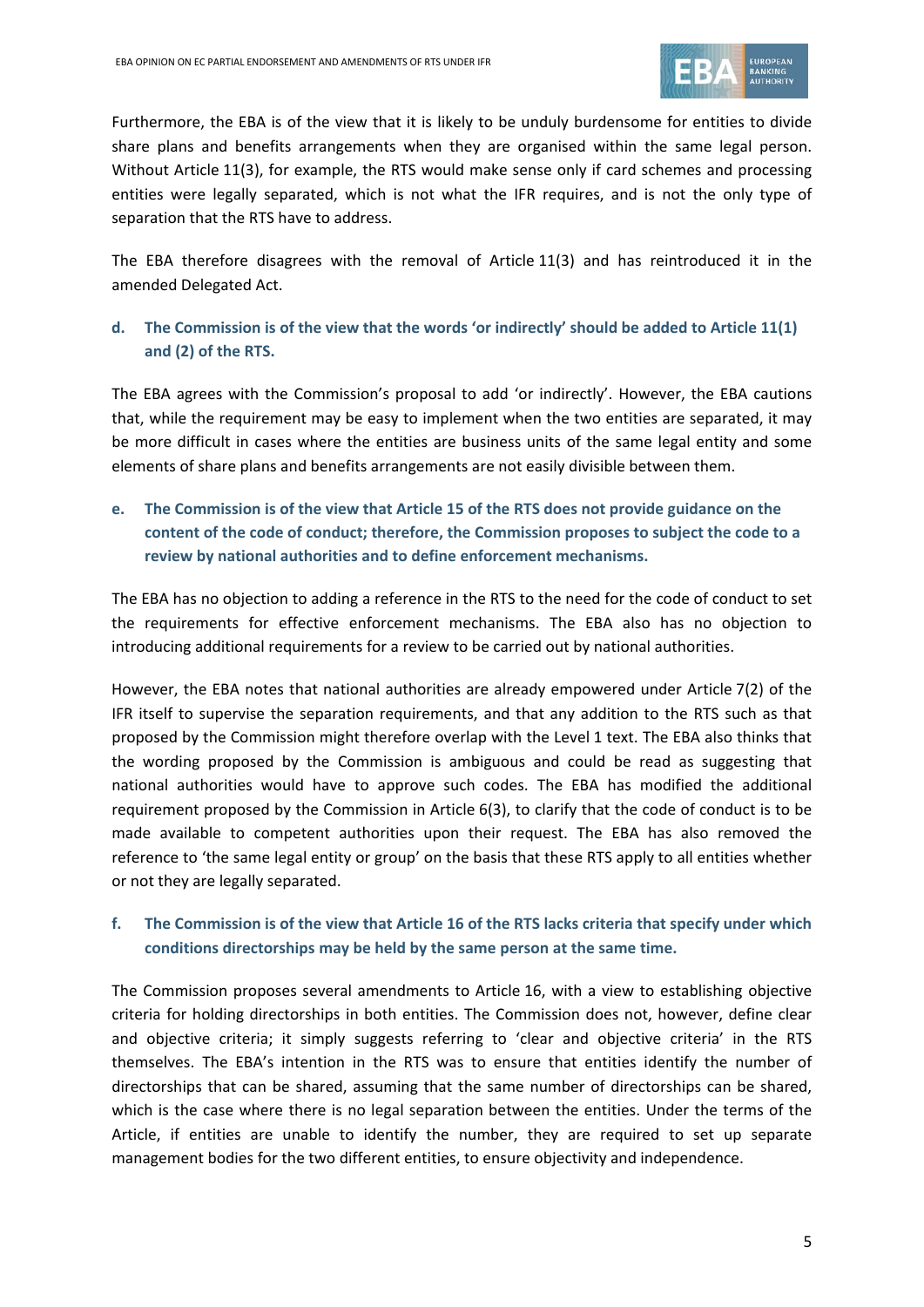Furthermore, the EBA is of the view that it is likely to be unduly burdensome for entities to divide share plans and benefits arrangements when they are organised within the same legal person. Without Article 11(3), for example, the RTS would make sense only if card schemes and processing entities were legally separated, which is not what the IFR requires, and is not the only type of separation that the RTS have to address.

The EBA therefore disagrees with the removal of Article 11(3) and has reintroduced it in the amended Delegated Act.

**d. The Commission is of the view that the words 'or indirectly' should be added to Article 11(1) and (2) of the RTS.**

The EBA agrees with the Commission's proposal to add 'or indirectly'. However, the EBA cautions that, while the requirement may be easy to implement when the two entities are separated, it may be more difficult in cases where the entities are business units of the same legal entity and some elements of share plans and benefits arrangements are not easily divisible between them.

**e. The Commission is of the view that Article 15 of the RTS does not provide guidance on the content of the code of conduct; therefore, the Commission proposes to subject the code to a review by national authorities and to define enforcement mechanisms.**

The EBA has no objection to adding a reference in the RTS to the need for the code of conduct to set the requirements for effective enforcement mechanisms. The EBA also has no objection to introducing additional requirements for a review to be carried out by national authorities.

However, the EBA notes that national authorities are already empowered under Article 7(2) of the IFR itself to supervise the separation requirements, and that any addition to the RTS such as that proposed by the Commission might therefore overlap with the Level 1 text. The EBA also thinks that the wording proposed by the Commission is ambiguous and could be read as suggesting that national authorities would have to approve such codes. The EBA has modified the additional requirement proposed by the Commission in Article 6(3), to clarify that the code of conduct is to be made available to competent authorities upon their request. The EBA has also removed the reference to 'the same legal entity or group' on the basis that these RTS apply to all entities whether or not they are legally separated.

**f. The Commission is of the view that Article 16 of the RTS lacks criteria that specify under which conditions directorships may be held by the same person at the same time.**

The Commission proposes several amendments to Article 16, with a view to establishing objective criteria for holding directorships in both entities. The Commission does not, however, define clear and objective criteria; it simply suggests referring to 'clear and objective criteria' in the RTS themselves. The EBA's intention in the RTS was to ensure that entities identify the number of directorships that can be shared, assuming that the same number of directorships can be shared, which is the case where there is no legal separation between the entities. Under the terms of the Article, if entities are unable to identify the number, they are required to set up separate management bodies for the two different entities, to ensure objectivity and independence.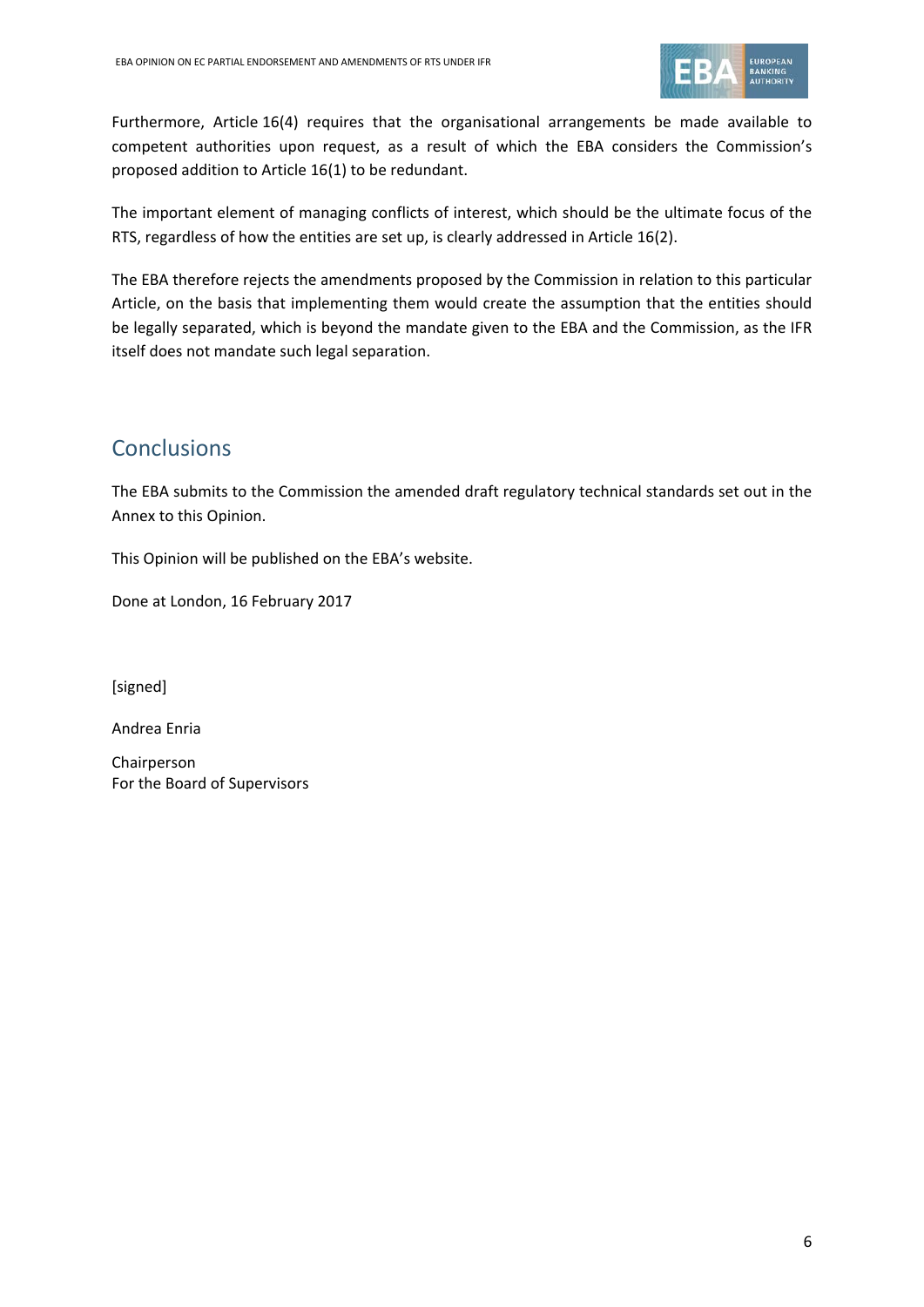Furthermore, Article 16(4) requires that the organisational arrangements be made available to competent authorities upon request, as a result of which the EBA considers the Commission's proposed addition to Article 16(1) to be redundant.

The important element of managing conflicts of interest, which should be the ultimate focus of the RTS, regardless of how the entities are set up, is clearly addressed in Article 16(2).

The EBA therefore rejects the amendments proposed by the Commission in relation to this particular Article, on the basis that implementing them would create the assumption that the entities should be legally separated, which is beyond the mandate given to the EBA and the Commission, as the IFR itself does not mandate such legal separation.

## Conclusions

The EBA submits to the Commission the amended draft regulatory technical standards set out in the Annex to this Opinion.

This Opinion will be published on the EBA's website.

Done at London, 16 February 2017

[signed]

Andrea Enria

Chairperson
For the Board of Supervisors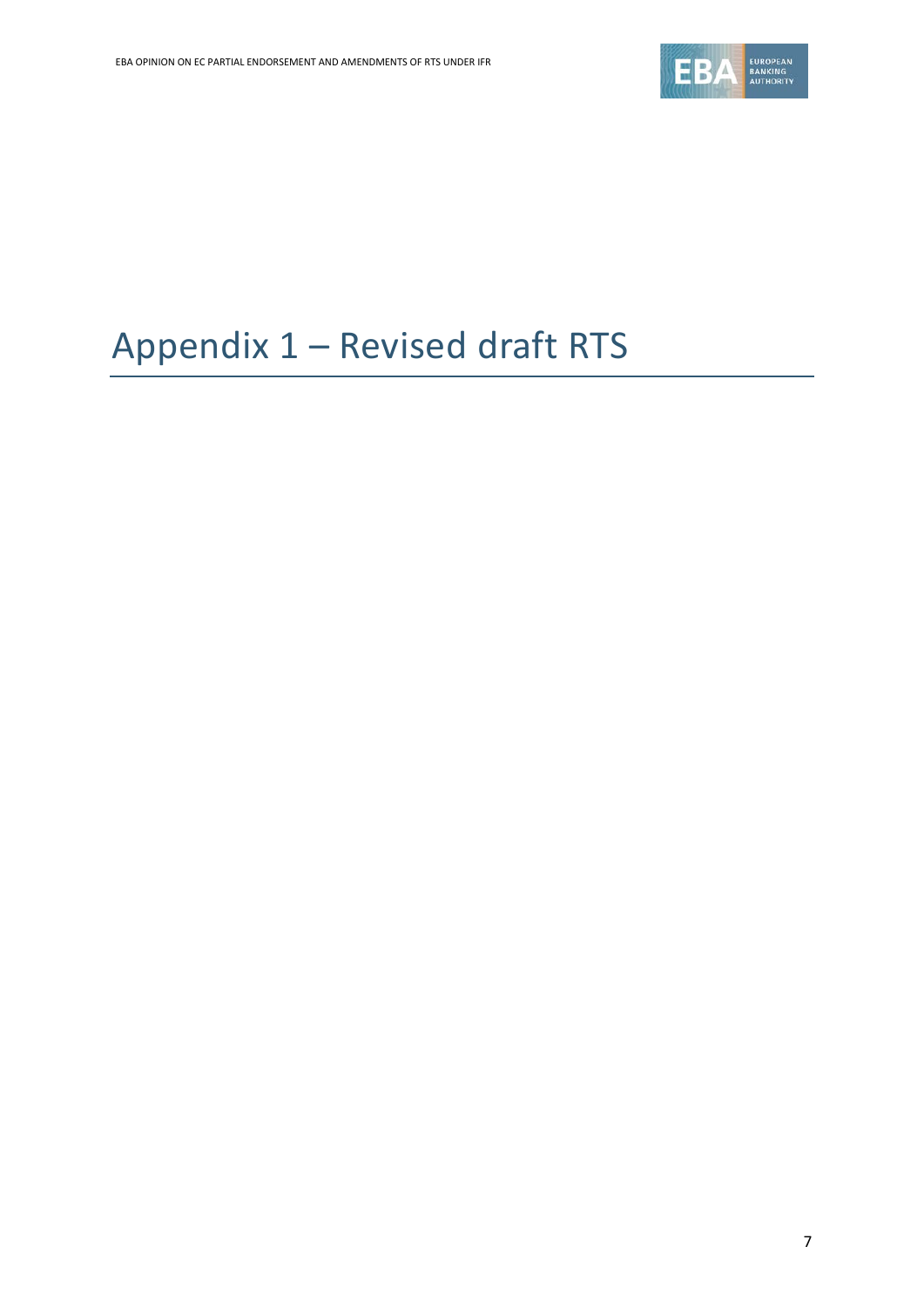# Appendix 1 – Revised draft RTS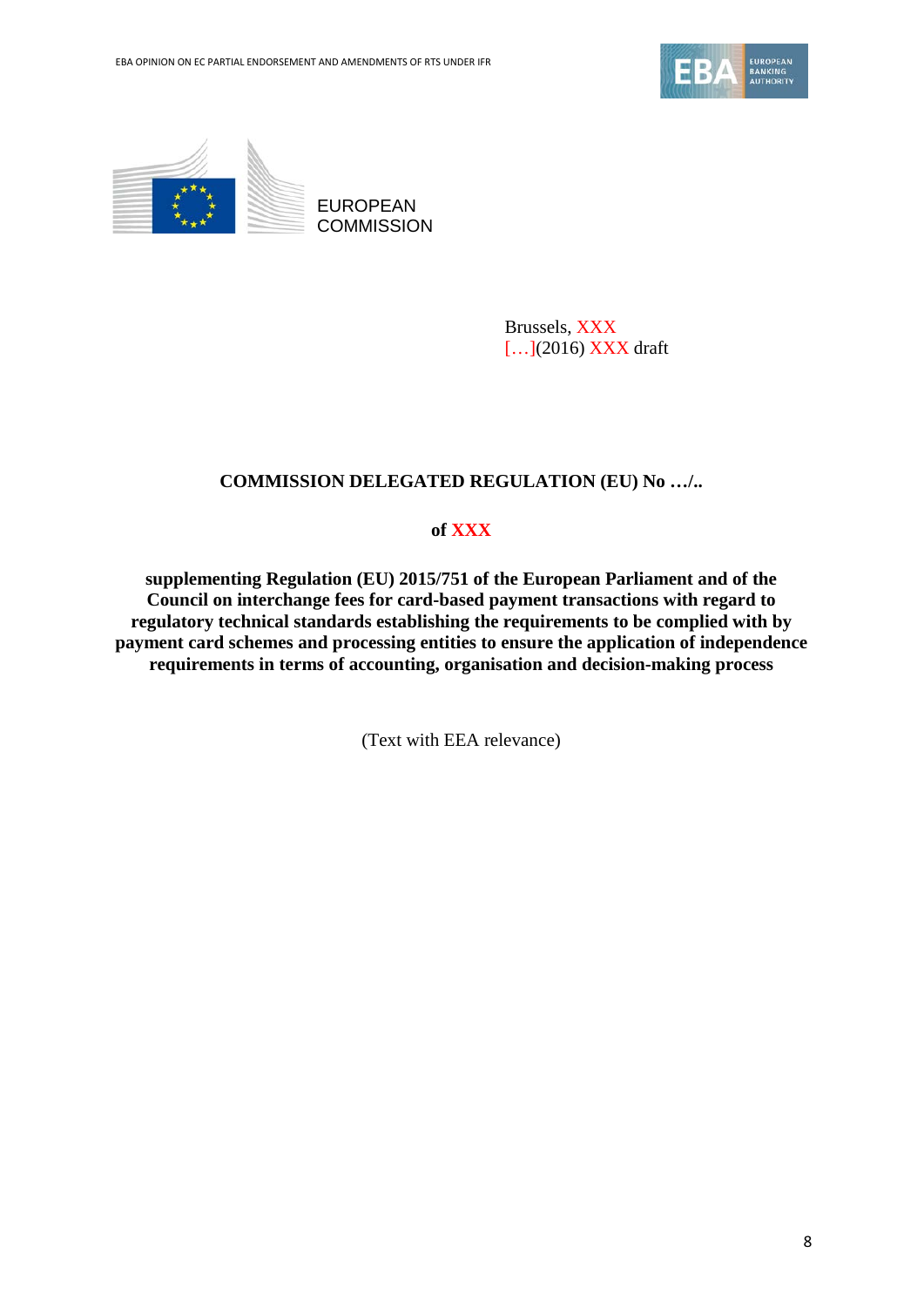EUROPEAN COMMISSION

Brussels, XXX
[…](2016) XXX draft

**COMMISSION DELEGATED REGULATION (EU) No …/..**

**of XXX**

**supplementing Regulation (EU) 2015/751 of the European Parliament and of the Council on interchange fees for card-based payment transactions with regard to regulatory technical standards establishing the requirements to be complied with by payment card schemes and processing entities to ensure the application of independence requirements in terms of accounting, organisation and decision-making process**

(Text with EEA relevance)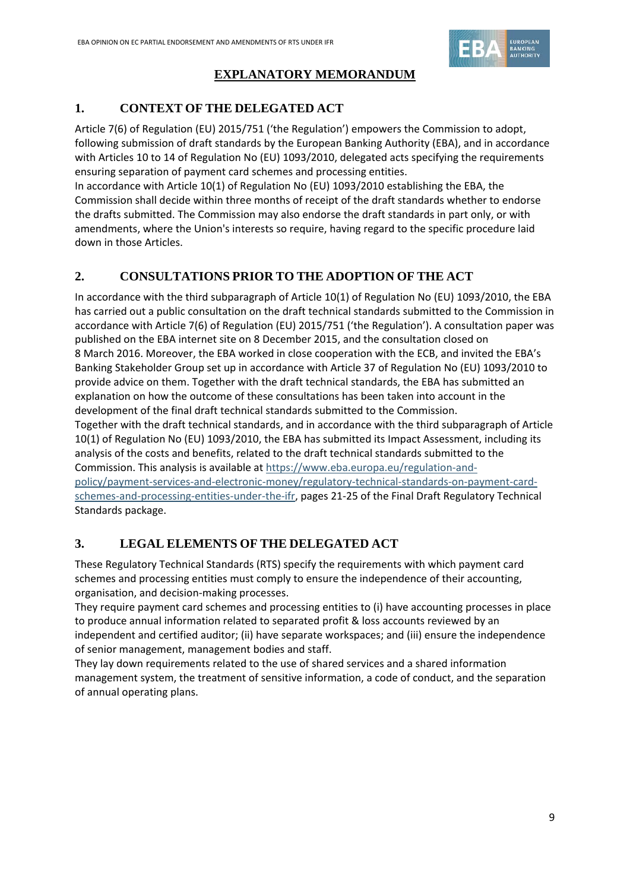## EXPLANATORY MEMORANDUM

### 1. CONTEXT OF THE DELEGATED ACT

Article 7(6) of Regulation (EU) 2015/751 ('the Regulation') empowers the Commission to adopt, following submission of draft standards by the European Banking Authority (EBA), and in accordance with Articles 10 to 14 of Regulation No (EU) 1093/2010, delegated acts specifying the requirements ensuring separation of payment card schemes and processing entities.

In accordance with Article 10(1) of Regulation No (EU) 1093/2010 establishing the EBA, the Commission shall decide within three months of receipt of the draft standards whether to endorse the drafts submitted. The Commission may also endorse the draft standards in part only, or with amendments, where the Union's interests so require, having regard to the specific procedure laid down in those Articles.

### 2. CONSULTATIONS PRIOR TO THE ADOPTION OF THE ACT

In accordance with the third subparagraph of Article 10(1) of Regulation No (EU) 1093/2010, the EBA has carried out a public consultation on the draft technical standards submitted to the Commission in accordance with Article 7(6) of Regulation (EU) 2015/751 ('the Regulation'). A consultation paper was published on the EBA internet site on 8 December 2015, and the consultation closed on 8 March 2016. Moreover, the EBA worked in close cooperation with the ECB, and invited the EBA's Banking Stakeholder Group set up in accordance with Article 37 of Regulation No (EU) 1093/2010 to provide advice on them. Together with the draft technical standards, the EBA has submitted an explanation on how the outcome of these consultations has been taken into account in the development of the final draft technical standards submitted to the Commission.

Together with the draft technical standards, and in accordance with the third subparagraph of Article 10(1) of Regulation No (EU) 1093/2010, the EBA has submitted its Impact Assessment, including its analysis of the costs and benefits, related to the draft technical standards submitted to the Commission. This analysis is available at https://www.eba.europa.eu/regulation-and-policy/payment-services-and-electronic-money/regulatory-technical-standards-on-payment-card-schemes-and-processing-entities-under-the-ifr, pages 21-25 of the Final Draft Regulatory Technical Standards package.

### 3. LEGAL ELEMENTS OF THE DELEGATED ACT

These Regulatory Technical Standards (RTS) specify the requirements with which payment card schemes and processing entities must comply to ensure the independence of their accounting, organisation, and decision-making processes.

They require payment card schemes and processing entities to (i) have accounting processes in place to produce annual information related to separated profit & loss accounts reviewed by an independent and certified auditor; (ii) have separate workspaces; and (iii) ensure the independence of senior management, management bodies and staff.

They lay down requirements related to the use of shared services and a shared information management system, the treatment of sensitive information, a code of conduct, and the separation of annual operating plans.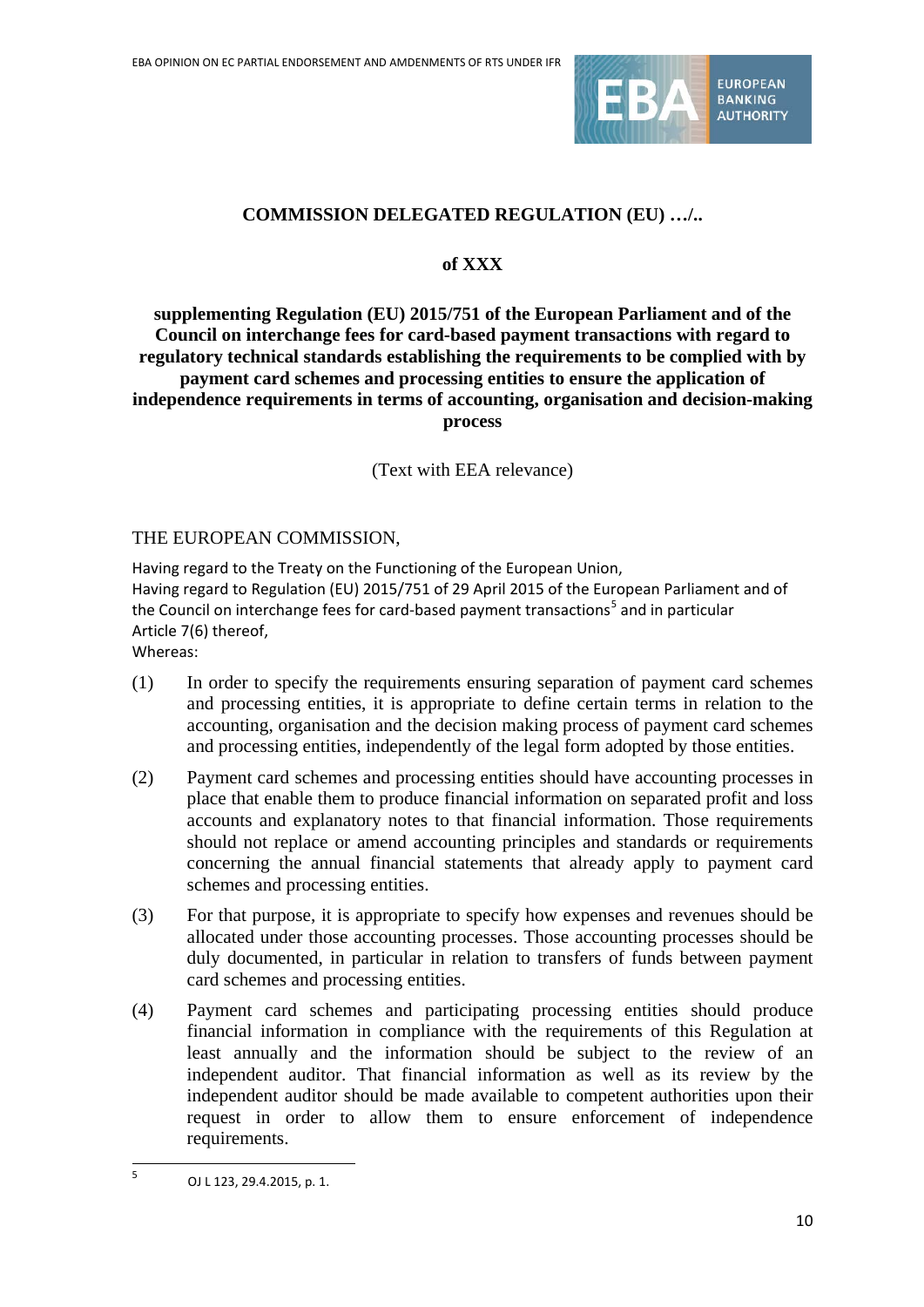**COMMISSION DELEGATED REGULATION (EU) …/..**

**of XXX**

**supplementing Regulation (EU) 2015/751 of the European Parliament and of the Council on interchange fees for card-based payment transactions with regard to regulatory technical standards establishing the requirements to be complied with by payment card schemes and processing entities to ensure the application of independence requirements in terms of accounting, organisation and decision-making process**

(Text with EEA relevance)

THE EUROPEAN COMMISSION,

Having regard to the Treaty on the Functioning of the European Union,
Having regard to Regulation (EU) 2015/751 of 29 April 2015 of the European Parliament and of the Council on interchange fees for card-based payment transactions[5] and in particular Article 7(6) thereof,
Whereas:

(1) In order to specify the requirements ensuring separation of payment card schemes and processing entities, it is appropriate to define certain terms in relation to the accounting, organisation and the decision making process of payment card schemes and processing entities, independently of the legal form adopted by those entities.

(2) Payment card schemes and processing entities should have accounting processes in place that enable them to produce financial information on separated profit and loss accounts and explanatory notes to that financial information. Those requirements should not replace or amend accounting principles and standards or requirements concerning the annual financial statements that already apply to payment card schemes and processing entities.

(3) For that purpose, it is appropriate to specify how expenses and revenues should be allocated under those accounting processes. Those accounting processes should be duly documented, in particular in relation to transfers of funds between payment card schemes and processing entities.

(4) Payment card schemes and participating processing entities should produce financial information in compliance with the requirements of this Regulation at least annually and the information should be subject to the review of an independent auditor. That financial information as well as its review by the independent auditor should be made available to competent authorities upon their request in order to allow them to ensure enforcement of independence requirements.

[5] OJ L 123, 29.4.2015, p. 1.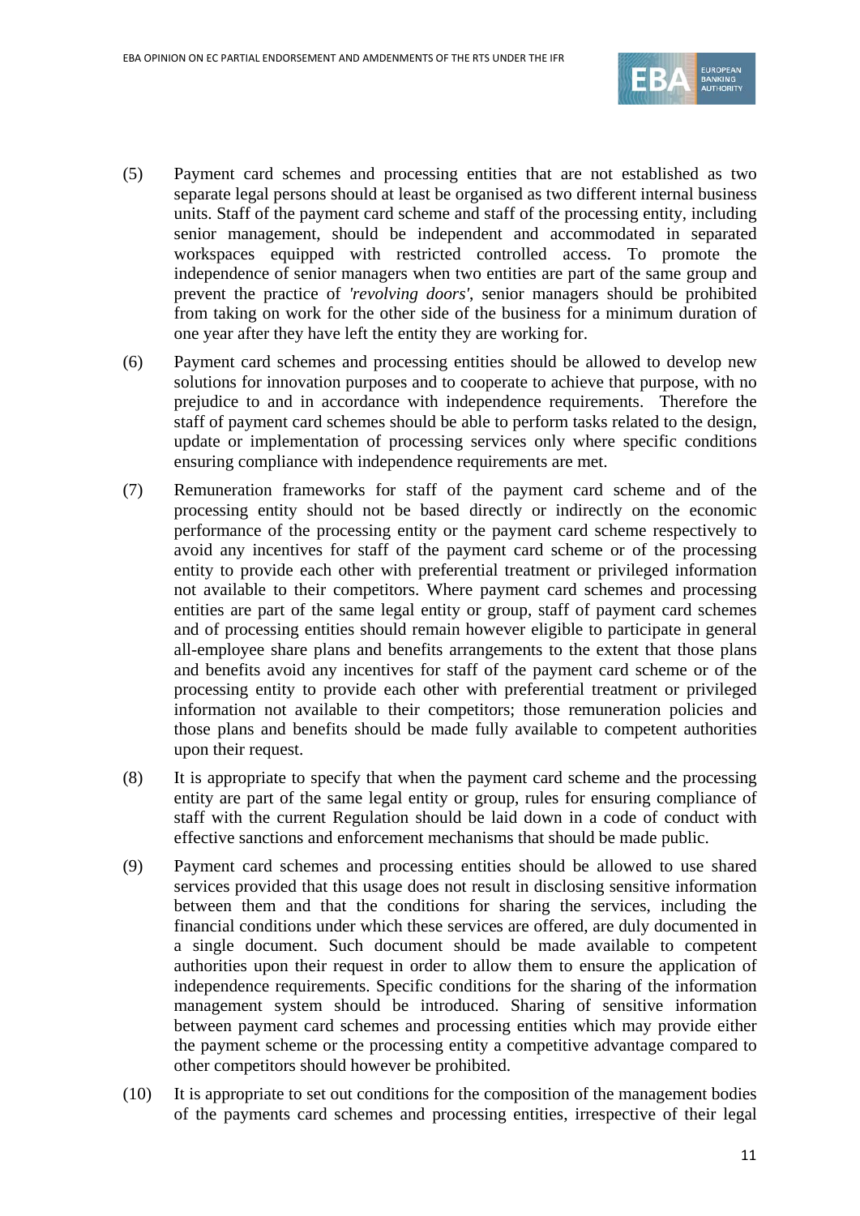(5) Payment card schemes and processing entities that are not established as two separate legal persons should at least be organised as two different internal business units. Staff of the payment card scheme and staff of the processing entity, including senior management, should be independent and accommodated in separated workspaces equipped with restricted controlled access. To promote the independence of senior managers when two entities are part of the same group and prevent the practice of *'revolving doors'*, senior managers should be prohibited from taking on work for the other side of the business for a minimum duration of one year after they have left the entity they are working for.

(6) Payment card schemes and processing entities should be allowed to develop new solutions for innovation purposes and to cooperate to achieve that purpose, with no prejudice to and in accordance with independence requirements. Therefore the staff of payment card schemes should be able to perform tasks related to the design, update or implementation of processing services only where specific conditions ensuring compliance with independence requirements are met.

(7) Remuneration frameworks for staff of the payment card scheme and of the processing entity should not be based directly or indirectly on the economic performance of the processing entity or the payment card scheme respectively to avoid any incentives for staff of the payment card scheme or of the processing entity to provide each other with preferential treatment or privileged information not available to their competitors. Where payment card schemes and processing entities are part of the same legal entity or group, staff of payment card schemes and of processing entities should remain however eligible to participate in general all-employee share plans and benefits arrangements to the extent that those plans and benefits avoid any incentives for staff of the payment card scheme or of the processing entity to provide each other with preferential treatment or privileged information not available to their competitors; those remuneration policies and those plans and benefits should be made fully available to competent authorities upon their request.

(8) It is appropriate to specify that when the payment card scheme and the processing entity are part of the same legal entity or group, rules for ensuring compliance of staff with the current Regulation should be laid down in a code of conduct with effective sanctions and enforcement mechanisms that should be made public.

(9) Payment card schemes and processing entities should be allowed to use shared services provided that this usage does not result in disclosing sensitive information between them and that the conditions for sharing the services, including the financial conditions under which these services are offered, are duly documented in a single document. Such document should be made available to competent authorities upon their request in order to allow them to ensure the application of independence requirements. Specific conditions for the sharing of the information management system should be introduced. Sharing of sensitive information between payment card schemes and processing entities which may provide either the payment scheme or the processing entity a competitive advantage compared to other competitors should however be prohibited.

(10) It is appropriate to set out conditions for the composition of the management bodies of the payments card schemes and processing entities, irrespective of their legal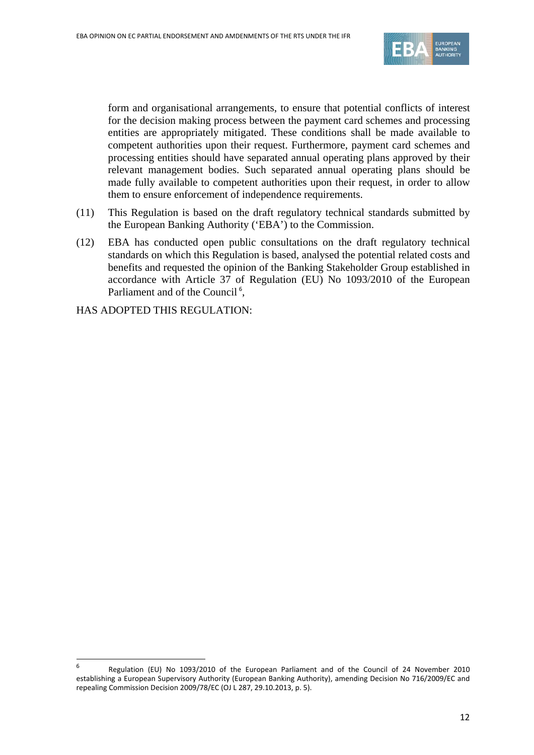form and organisational arrangements, to ensure that potential conflicts of interest for the decision making process between the payment card schemes and processing entities are appropriately mitigated. These conditions shall be made available to competent authorities upon their request. Furthermore, payment card schemes and processing entities should have separated annual operating plans approved by their relevant management bodies. Such separated annual operating plans should be made fully available to competent authorities upon their request, in order to allow them to ensure enforcement of independence requirements.

(11) This Regulation is based on the draft regulatory technical standards submitted by the European Banking Authority ('EBA') to the Commission.

(12) EBA has conducted open public consultations on the draft regulatory technical standards on which this Regulation is based, analysed the potential related costs and benefits and requested the opinion of the Banking Stakeholder Group established in accordance with Article 37 of Regulation (EU) No 1093/2010 of the European Parliament and of the Council [6],

HAS ADOPTED THIS REGULATION:

---

[6] Regulation (EU) No 1093/2010 of the European Parliament and of the Council of 24 November 2010 establishing a European Supervisory Authority (European Banking Authority), amending Decision No 716/2009/EC and repealing Commission Decision 2009/78/EC (OJ L 287, 29.10.2013, p. 5).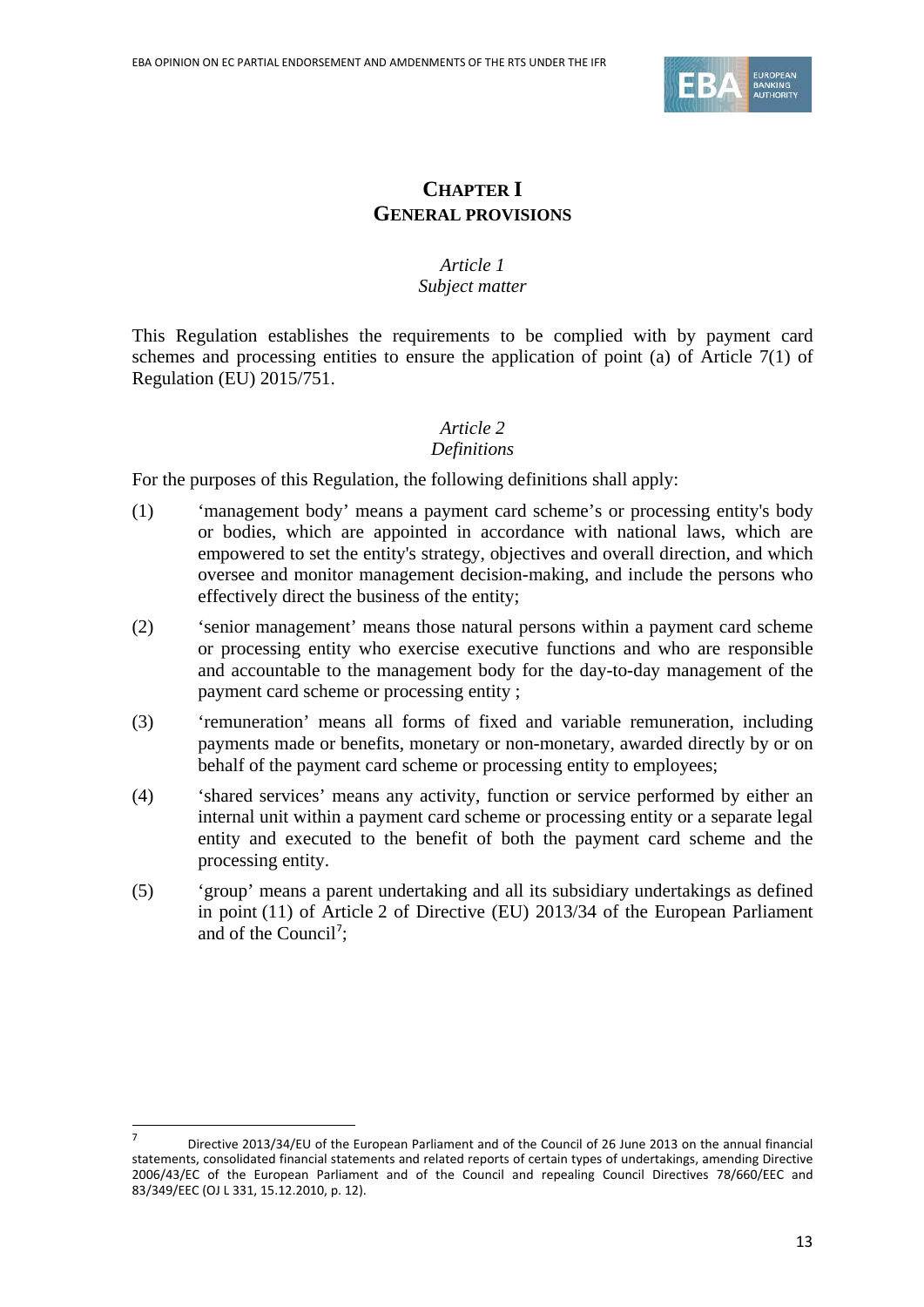## CHAPTER I
## GENERAL PROVISIONS

*Article 1*
*Subject matter*

This Regulation establishes the requirements to be complied with by payment card schemes and processing entities to ensure the application of point (a) of Article 7(1) of Regulation (EU) 2015/751.

*Article 2*
*Definitions*

For the purposes of this Regulation, the following definitions shall apply:

(1) 'management body' means a payment card scheme's or processing entity's body or bodies, which are appointed in accordance with national laws, which are empowered to set the entity's strategy, objectives and overall direction, and which oversee and monitor management decision-making, and include the persons who effectively direct the business of the entity;

(2) 'senior management' means those natural persons within a payment card scheme or processing entity who exercise executive functions and who are responsible and accountable to the management body for the day-to-day management of the payment card scheme or processing entity ;

(3) 'remuneration' means all forms of fixed and variable remuneration, including payments made or benefits, monetary or non-monetary, awarded directly by or on behalf of the payment card scheme or processing entity to employees;

(4) 'shared services' means any activity, function or service performed by either an internal unit within a payment card scheme or processing entity or a separate legal entity and executed to the benefit of both the payment card scheme and the processing entity.

(5) 'group' means a parent undertaking and all its subsidiary undertakings as defined in point (11) of Article 2 of Directive (EU) 2013/34 of the European Parliament and of the Council[7];

[7] Directive 2013/34/EU of the European Parliament and of the Council of 26 June 2013 on the annual financial statements, consolidated financial statements and related reports of certain types of undertakings, amending Directive 2006/43/EC of the European Parliament and of the Council and repealing Council Directives 78/660/EEC and 83/349/EEC (OJ L 331, 15.12.2010, p. 12).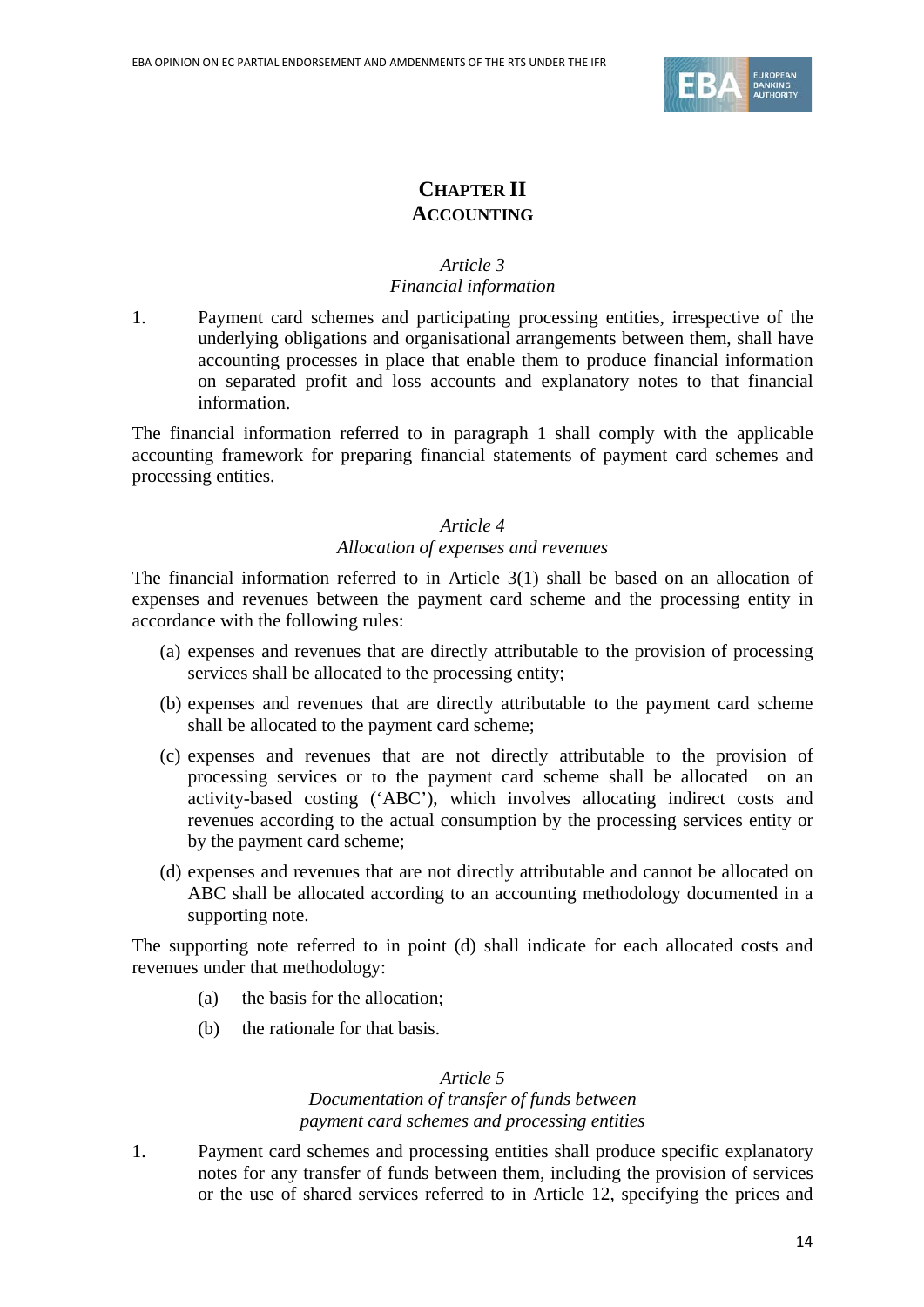## CHAPTER II
## ACCOUNTING

*Article 3*
*Financial information*

1. Payment card schemes and participating processing entities, irrespective of the underlying obligations and organisational arrangements between them, shall have accounting processes in place that enable them to produce financial information on separated profit and loss accounts and explanatory notes to that financial information.

The financial information referred to in paragraph 1 shall comply with the applicable accounting framework for preparing financial statements of payment card schemes and processing entities.

*Article 4*
*Allocation of expenses and revenues*

The financial information referred to in Article 3(1) shall be based on an allocation of expenses and revenues between the payment card scheme and the processing entity in accordance with the following rules:

(a) expenses and revenues that are directly attributable to the provision of processing services shall be allocated to the processing entity;

(b) expenses and revenues that are directly attributable to the payment card scheme shall be allocated to the payment card scheme;

(c) expenses and revenues that are not directly attributable to the provision of processing services or to the payment card scheme shall be allocated on an activity-based costing ('ABC'), which involves allocating indirect costs and revenues according to the actual consumption by the processing services entity or by the payment card scheme;

(d) expenses and revenues that are not directly attributable and cannot be allocated on ABC shall be allocated according to an accounting methodology documented in a supporting note.

The supporting note referred to in point (d) shall indicate for each allocated costs and revenues under that methodology:

(a) the basis for the allocation;

(b) the rationale for that basis.

*Article 5*
*Documentation of transfer of funds between payment card schemes and processing entities*

1. Payment card schemes and processing entities shall produce specific explanatory notes for any transfer of funds between them, including the provision of services or the use of shared services referred to in Article 12, specifying the prices and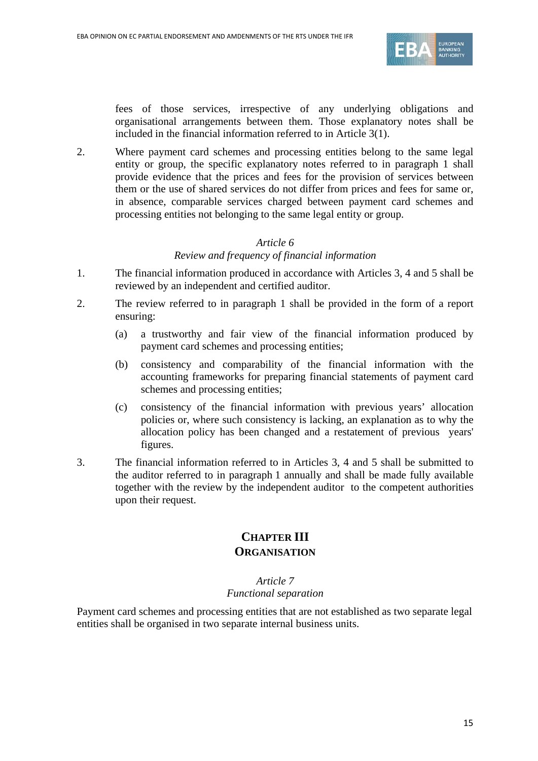fees of those services, irrespective of any underlying obligations and organisational arrangements between them. Those explanatory notes shall be included in the financial information referred to in Article 3(1).

2. Where payment card schemes and processing entities belong to the same legal entity or group, the specific explanatory notes referred to in paragraph 1 shall provide evidence that the prices and fees for the provision of services between them or the use of shared services do not differ from prices and fees for same or, in absence, comparable services charged between payment card schemes and processing entities not belonging to the same legal entity or group.

*Article 6*

*Review and frequency of financial information*

1. The financial information produced in accordance with Articles 3, 4 and 5 shall be reviewed by an independent and certified auditor.

2. The review referred to in paragraph 1 shall be provided in the form of a report ensuring:

   (a) a trustworthy and fair view of the financial information produced by payment card schemes and processing entities;

   (b) consistency and comparability of the financial information with the accounting frameworks for preparing financial statements of payment card schemes and processing entities;

   (c) consistency of the financial information with previous years' allocation policies or, where such consistency is lacking, an explanation as to why the allocation policy has been changed and a restatement of previous years' figures.

3. The financial information referred to in Articles 3, 4 and 5 shall be submitted to the auditor referred to in paragraph 1 annually and shall be made fully available together with the review by the independent auditor to the competent authorities upon their request.

## CHAPTER III
## ORGANISATION

*Article 7*

*Functional separation*

Payment card schemes and processing entities that are not established as two separate legal entities shall be organised in two separate internal business units.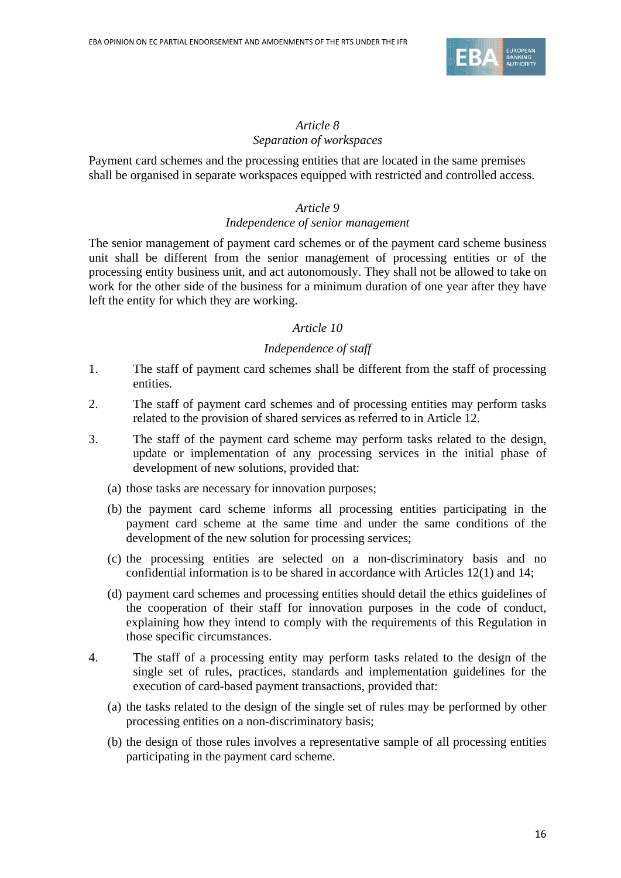*Article 8*

*Separation of workspaces*

Payment card schemes and the processing entities that are located in the same premises shall be organised in separate workspaces equipped with restricted and controlled access.

*Article 9*

*Independence of senior management*

The senior management of payment card schemes or of the payment card scheme business unit shall be different from the senior management of processing entities or of the processing entity business unit, and act autonomously. They shall not be allowed to take on work for the other side of the business for a minimum duration of one year after they have left the entity for which they are working.

*Article 10*

*Independence of staff*

1. The staff of payment card schemes shall be different from the staff of processing entities.

2. The staff of payment card schemes and of processing entities may perform tasks related to the provision of shared services as referred to in Article 12.

3. The staff of the payment card scheme may perform tasks related to the design, update or implementation of any processing services in the initial phase of development of new solutions, provided that:

   (a) those tasks are necessary for innovation purposes;

   (b) the payment card scheme informs all processing entities participating in the payment card scheme at the same time and under the same conditions of the development of the new solution for processing services;

   (c) the processing entities are selected on a non-discriminatory basis and no confidential information is to be shared in accordance with Articles 12(1) and 14;

   (d) payment card schemes and processing entities should detail the ethics guidelines of the cooperation of their staff for innovation purposes in the code of conduct, explaining how they intend to comply with the requirements of this Regulation in those specific circumstances.

4. The staff of a processing entity may perform tasks related to the design of the single set of rules, practices, standards and implementation guidelines for the execution of card-based payment transactions, provided that:

   (a) the tasks related to the design of the single set of rules may be performed by other processing entities on a non-discriminatory basis;

   (b) the design of those rules involves a representative sample of all processing entities participating in the payment card scheme.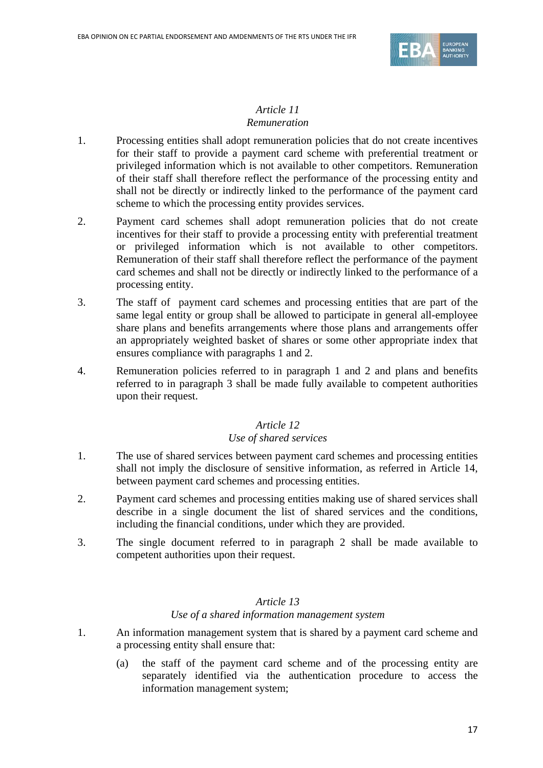*Article 11*

*Remuneration*

1. Processing entities shall adopt remuneration policies that do not create incentives for their staff to provide a payment card scheme with preferential treatment or privileged information which is not available to other competitors. Remuneration of their staff shall therefore reflect the performance of the processing entity and shall not be directly or indirectly linked to the performance of the payment card scheme to which the processing entity provides services.

2. Payment card schemes shall adopt remuneration policies that do not create incentives for their staff to provide a processing entity with preferential treatment or privileged information which is not available to other competitors. Remuneration of their staff shall therefore reflect the performance of the payment card schemes and shall not be directly or indirectly linked to the performance of a processing entity.

3. The staff of payment card schemes and processing entities that are part of the same legal entity or group shall be allowed to participate in general all-employee share plans and benefits arrangements where those plans and arrangements offer an appropriately weighted basket of shares or some other appropriate index that ensures compliance with paragraphs 1 and 2.

4. Remuneration policies referred to in paragraph 1 and 2 and plans and benefits referred to in paragraph 3 shall be made fully available to competent authorities upon their request.

*Article 12*

*Use of shared services*

1. The use of shared services between payment card schemes and processing entities shall not imply the disclosure of sensitive information, as referred in Article 14, between payment card schemes and processing entities.

2. Payment card schemes and processing entities making use of shared services shall describe in a single document the list of shared services and the conditions, including the financial conditions, under which they are provided.

3. The single document referred to in paragraph 2 shall be made available to competent authorities upon their request.

*Article 13*

*Use of a shared information management system*

1. An information management system that is shared by a payment card scheme and a processing entity shall ensure that:

   (a) the staff of the payment card scheme and of the processing entity are separately identified via the authentication procedure to access the information management system;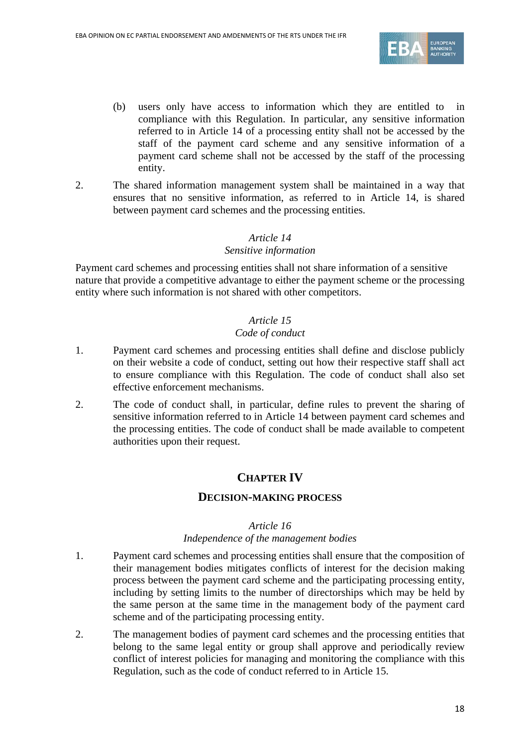(b) users only have access to information which they are entitled to in compliance with this Regulation. In particular, any sensitive information referred to in Article 14 of a processing entity shall not be accessed by the staff of the payment card scheme and any sensitive information of a payment card scheme shall not be accessed by the staff of the processing entity.

2. The shared information management system shall be maintained in a way that ensures that no sensitive information, as referred to in Article 14, is shared between payment card schemes and the processing entities.

*Article 14*
*Sensitive information*

Payment card schemes and processing entities shall not share information of a sensitive nature that provide a competitive advantage to either the payment scheme or the processing entity where such information is not shared with other competitors.

*Article 15*
*Code of conduct*

1. Payment card schemes and processing entities shall define and disclose publicly on their website a code of conduct, setting out how their respective staff shall act to ensure compliance with this Regulation. The code of conduct shall also set effective enforcement mechanisms.

2. The code of conduct shall, in particular, define rules to prevent the sharing of sensitive information referred to in Article 14 between payment card schemes and the processing entities. The code of conduct shall be made available to competent authorities upon their request.

## CHAPTER IV

### DECISION-MAKING PROCESS

*Article 16*
*Independence of the management bodies*

1. Payment card schemes and processing entities shall ensure that the composition of their management bodies mitigates conflicts of interest for the decision making process between the payment card scheme and the participating processing entity, including by setting limits to the number of directorships which may be held by the same person at the same time in the management body of the payment card scheme and of the participating processing entity.

2. The management bodies of payment card schemes and the processing entities that belong to the same legal entity or group shall approve and periodically review conflict of interest policies for managing and monitoring the compliance with this Regulation, such as the code of conduct referred to in Article 15.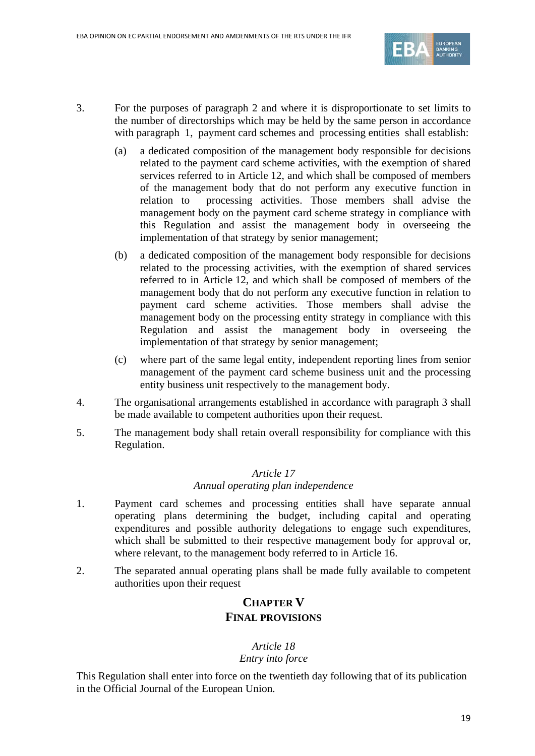3. For the purposes of paragraph 2 and where it is disproportionate to set limits to the number of directorships which may be held by the same person in accordance with paragraph 1, payment card schemes and processing entities shall establish:

   (a) a dedicated composition of the management body responsible for decisions related to the payment card scheme activities, with the exemption of shared services referred to in Article 12, and which shall be composed of members of the management body that do not perform any executive function in relation to processing activities. Those members shall advise the management body on the payment card scheme strategy in compliance with this Regulation and assist the management body in overseeing the implementation of that strategy by senior management;

   (b) a dedicated composition of the management body responsible for decisions related to the processing activities, with the exemption of shared services referred to in Article 12, and which shall be composed of members of the management body that do not perform any executive function in relation to payment card scheme activities. Those members shall advise the management body on the processing entity strategy in compliance with this Regulation and assist the management body in overseeing the implementation of that strategy by senior management;

   (c) where part of the same legal entity, independent reporting lines from senior management of the payment card scheme business unit and the processing entity business unit respectively to the management body.

4. The organisational arrangements established in accordance with paragraph 3 shall be made available to competent authorities upon their request.

5. The management body shall retain overall responsibility for compliance with this Regulation.

*Article 17*
*Annual operating plan independence*

1. Payment card schemes and processing entities shall have separate annual operating plans determining the budget, including capital and operating expenditures and possible authority delegations to engage such expenditures, which shall be submitted to their respective management body for approval or, where relevant, to the management body referred to in Article 16.

2. The separated annual operating plans shall be made fully available to competent authorities upon their request

## CHAPTER V
## FINAL PROVISIONS

*Article 18*
*Entry into force*

This Regulation shall enter into force on the twentieth day following that of its publication in the Official Journal of the European Union.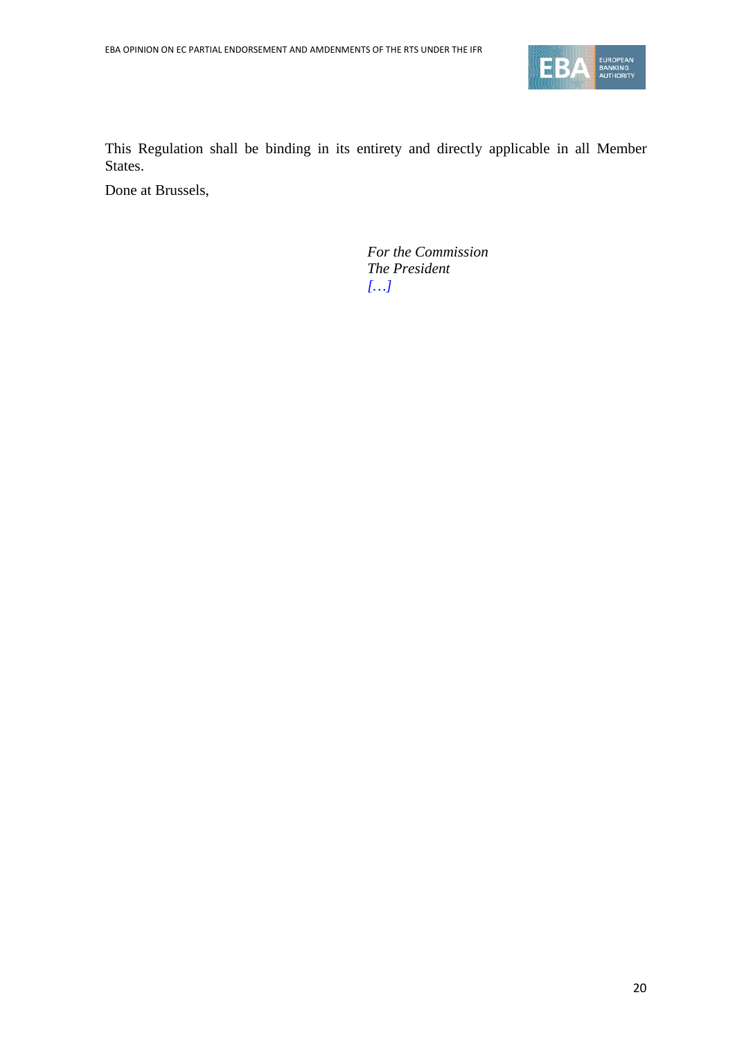This Regulation shall be binding in its entirety and directly applicable in all Member States.

Done at Brussels,

*For the Commission*
*The President*
*[…]*